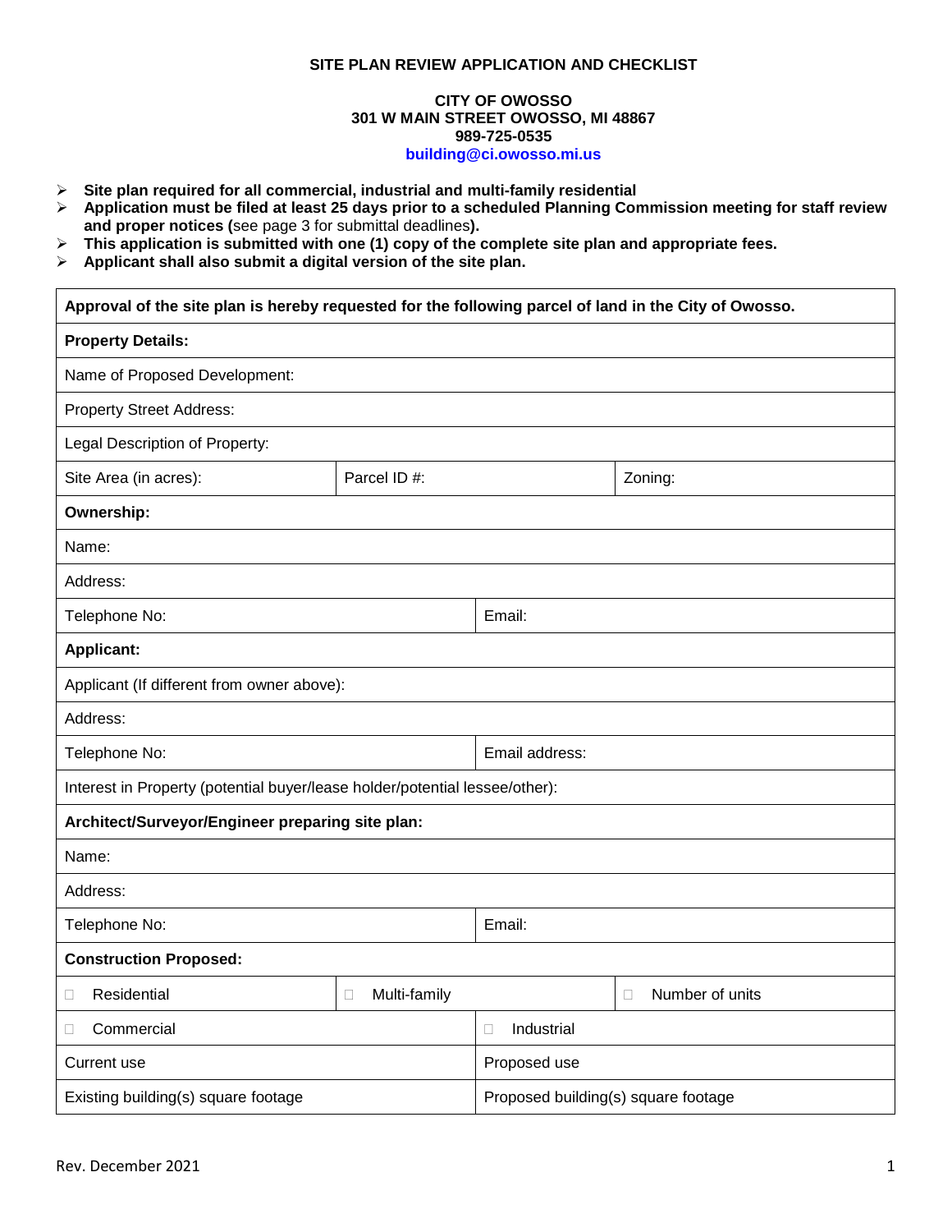# SITE PLAN REVIEW APPLICATION AND CHECKLIST

**CITY OF OWOSSO**
**301 W MAIN STREET OWOSSO, MI 48867**
**989-725-0535**
**building@ci.owosso.mi.us**

- **Site plan required for all commercial, industrial and multi-family residential**
- **Application must be filed at least 25 days prior to a scheduled Planning Commission meeting for staff review and proper notices (**see page 3 for submittal deadlines**).**
- **This application is submitted with one (1) copy of the complete site plan and appropriate fees.**
- **Applicant shall also submit a digital version of the site plan.**

| **Approval of the site plan is hereby requested for the following parcel of land in the City of Owosso.** | | |
|---|---|---|
| **Property Details:** | | |
| Name of Proposed Development: | | |
| Property Street Address: | | |
| Legal Description of Property: | | |
| Site Area (in acres): | Parcel ID #: | Zoning: |
| **Ownership:** | | |
| Name: | | |
| Address: | | |
| Telephone No: | Email: | |
| **Applicant:** | | |
| Applicant (If different from owner above): | | |
| Address: | | |
| Telephone No: | Email address: | |
| Interest in Property (potential buyer/lease holder/potential lessee/other): | | |
| **Architect/Surveyor/Engineer preparing site plan:** | | |
| Name: | | |
| Address: | | |
| Telephone No: | Email: | |
| **Construction Proposed:** | | |
| ☐ Residential | ☐ Multi-family | ☐ Number of units |
| ☐ Commercial | ☐ Industrial | |
| Current use | Proposed use | |
| Existing building(s) square footage | Proposed building(s) square footage | |

Rev. December 2021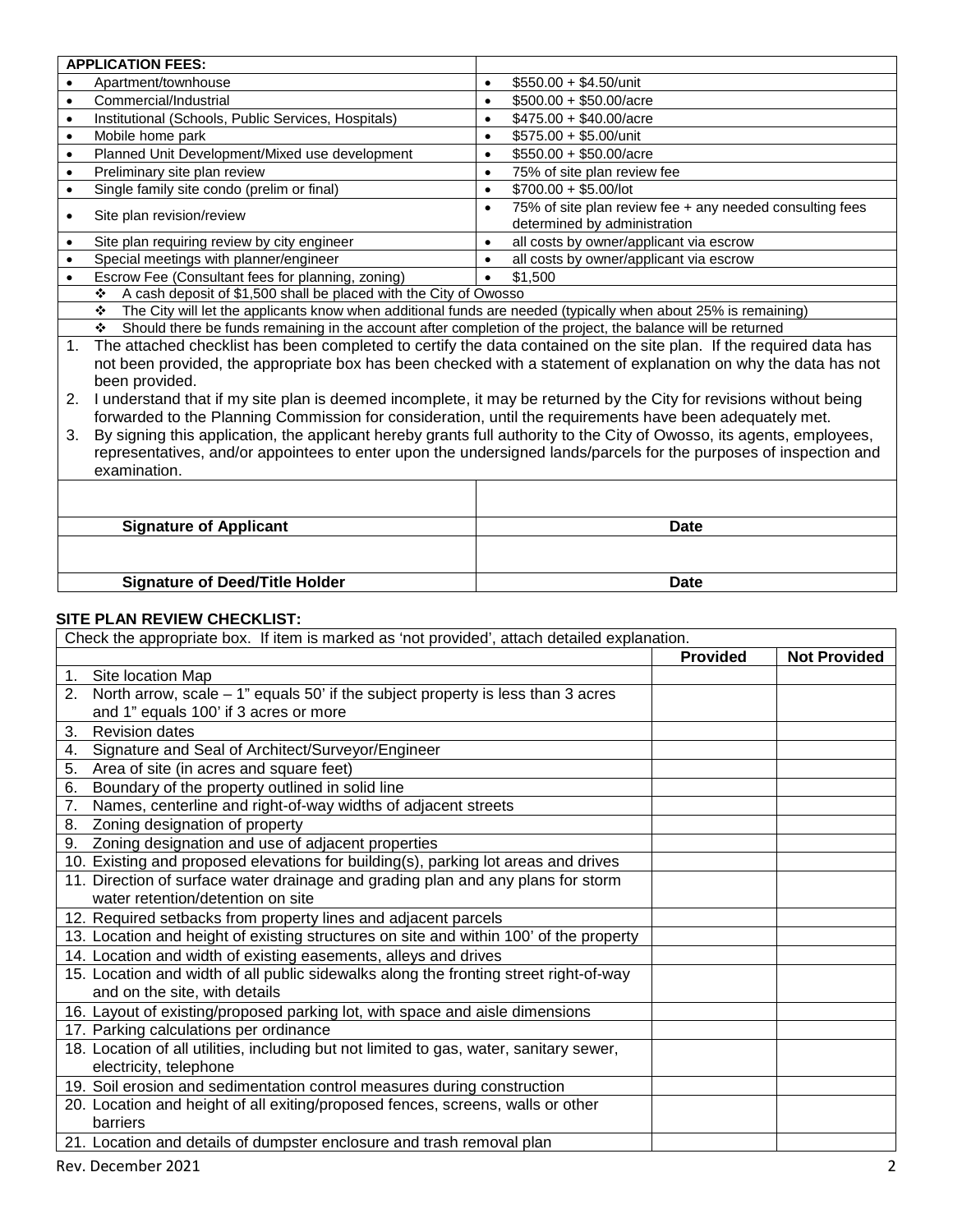| APPLICATION FEES: | |
|---|---|
| • Apartment/townhouse | • $550.00 + $4.50/unit |
| • Commercial/Industrial | • $500.00 + $50.00/acre |
| • Institutional (Schools, Public Services, Hospitals) | • $475.00 + $40.00/acre |
| • Mobile home park | • $575.00 + $5.00/unit |
| • Planned Unit Development/Mixed use development | • $550.00 + $50.00/acre |
| • Preliminary site plan review | • 75% of site plan review fee |
| • Single family site condo (prelim or final) | • $700.00 + $5.00/lot |
| • Site plan revision/review | • 75% of site plan review fee + any needed consulting fees determined by administration |
| • Site plan requiring review by city engineer | • all costs by owner/applicant via escrow |
| • Special meetings with planner/engineer | • all costs by owner/applicant via escrow |
| • Escrow Fee (Consultant fees for planning, zoning) | • $1,500 |

- ❖ A cash deposit of $1,500 shall be placed with the City of Owosso
- ❖ The City will let the applicants know when additional funds are needed (typically when about 25% is remaining)
- ❖ Should there be funds remaining in the account after completion of the project, the balance will be returned

1. The attached checklist has been completed to certify the data contained on the site plan. If the required data has not been provided, the appropriate box has been checked with a statement of explanation on why the data has not been provided.
2. I understand that if my site plan is deemed incomplete, it may be returned by the City for revisions without being forwarded to the Planning Commission for consideration, until the requirements have been adequately met.
3. By signing this application, the applicant hereby grants full authority to the City of Owosso, its agents, employees, representatives, and/or appointees to enter upon the undersigned lands/parcels for the purposes of inspection and examination.

| | |
|---|---|
| | |
| **Signature of Applicant** | **Date** |
| | |
| **Signature of Deed/Title Holder** | **Date** |

**SITE PLAN REVIEW CHECKLIST:**

Check the appropriate box. If item is marked as 'not provided', attach detailed explanation.

| | Provided | Not Provided |
|---|---|---|
| 1. Site location Map | | |
| 2. North arrow, scale – 1" equals 50' if the subject property is less than 3 acres and 1" equals 100' if 3 acres or more | | |
| 3. Revision dates | | |
| 4. Signature and Seal of Architect/Surveyor/Engineer | | |
| 5. Area of site (in acres and square feet) | | |
| 6. Boundary of the property outlined in solid line | | |
| 7. Names, centerline and right-of-way widths of adjacent streets | | |
| 8. Zoning designation of property | | |
| 9. Zoning designation and use of adjacent properties | | |
| 10. Existing and proposed elevations for building(s), parking lot areas and drives | | |
| 11. Direction of surface water drainage and grading plan and any plans for storm water retention/detention on site | | |
| 12. Required setbacks from property lines and adjacent parcels | | |
| 13. Location and height of existing structures on site and within 100' of the property | | |
| 14. Location and width of existing easements, alleys and drives | | |
| 15. Location and width of all public sidewalks along the fronting street right-of-way and on the site, with details | | |
| 16. Layout of existing/proposed parking lot, with space and aisle dimensions | | |
| 17. Parking calculations per ordinance | | |
| 18. Location of all utilities, including but not limited to gas, water, sanitary sewer, electricity, telephone | | |
| 19. Soil erosion and sedimentation control measures during construction | | |
| 20. Location and height of all exiting/proposed fences, screens, walls or other barriers | | |
| 21. Location and details of dumpster enclosure and trash removal plan | | |

Rev. December 2021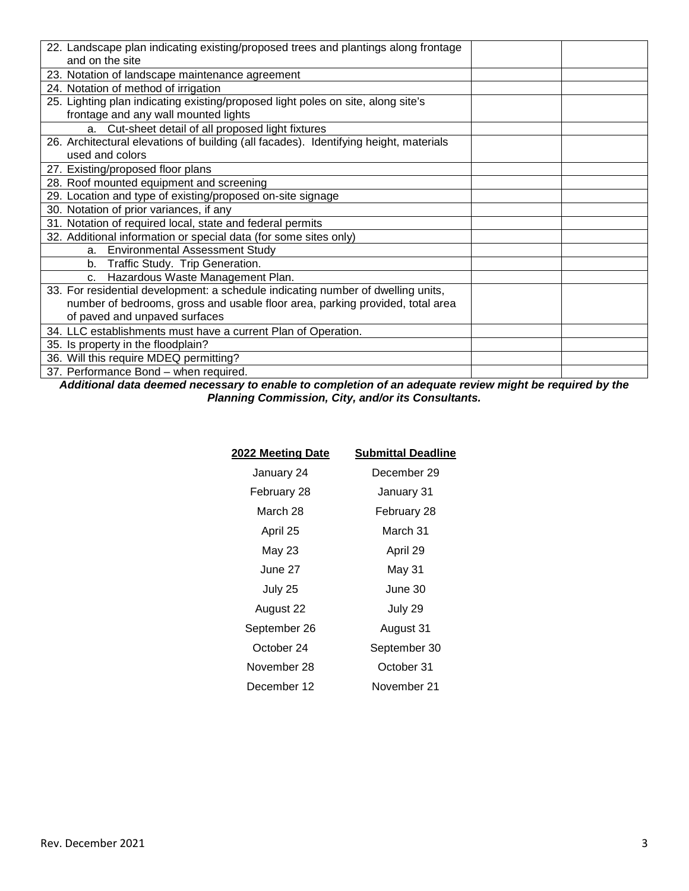| | | |
|---|---|---|
| 22. Landscape plan indicating existing/proposed trees and plantings along frontage and on the site | | |
| 23. Notation of landscape maintenance agreement | | |
| 24. Notation of method of irrigation | | |
| 25. Lighting plan indicating existing/proposed light poles on site, along site's frontage and any wall mounted lights | | |
| a. Cut-sheet detail of all proposed light fixtures | | |
| 26. Architectural elevations of building (all facades). Identifying height, materials used and colors | | |
| 27. Existing/proposed floor plans | | |
| 28. Roof mounted equipment and screening | | |
| 29. Location and type of existing/proposed on-site signage | | |
| 30. Notation of prior variances, if any | | |
| 31. Notation of required local, state and federal permits | | |
| 32. Additional information or special data (for some sites only) | | |
| a. Environmental Assessment Study | | |
| b. Traffic Study. Trip Generation. | | |
| c. Hazardous Waste Management Plan. | | |
| 33. For residential development: a schedule indicating number of dwelling units, number of bedrooms, gross and usable floor area, parking provided, total area of paved and unpaved surfaces | | |
| 34. LLC establishments must have a current Plan of Operation. | | |
| 35. Is property in the floodplain? | | |
| 36. Will this require MDEQ permitting? | | |
| 37. Performance Bond – when required. | | |

***Additional data deemed necessary to enable to completion of an adequate review might be required by the Planning Commission, City, and/or its Consultants.***

| 2022 Meeting Date | Submittal Deadline |
|---|---|
| January 24 | December 29 |
| February 28 | January 31 |
| March 28 | February 28 |
| April 25 | March 31 |
| May 23 | April 29 |
| June 27 | May 31 |
| July 25 | June 30 |
| August 22 | July 29 |
| September 26 | August 31 |
| October 24 | September 30 |
| November 28 | October 31 |
| December 12 | November 21 |

Rev. December 2021